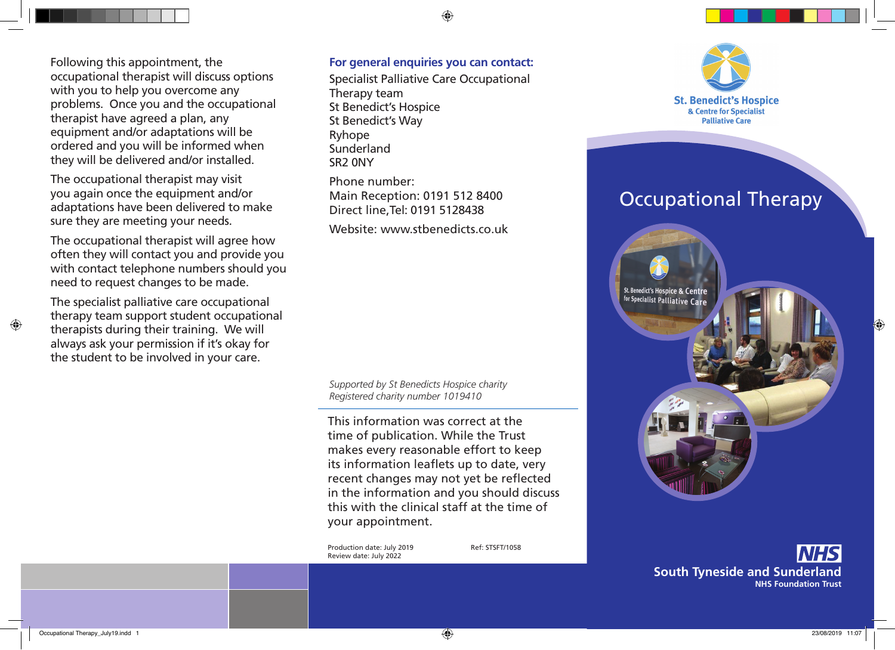Following this appointment, the occupational therapist will discuss options with you to help you overcome any problems. Once you and the occupational therapist have agreed a plan, any equipment and/or adaptations will be ordered and you will be informed when they will be delivered and/or installed.

The occupational therapist may visit you again once the equipment and/or adaptations have been delivered to make sure they are meeting your needs.

The occupational therapist will agree how often they will contact you and provide you with contact telephone numbers should you need to request changes to be made.

The specialist palliative care occupational therapy team support student occupational therapists during their training. We will always ask your permission if it's okay for the student to be involved in your care.

**For general enquiries you can contact:**

Specialist Palliative Care Occupational Therapy team
St Benedict's Hospice
St Benedict's Way
Ryhope
Sunderland
SR2 0NY

Phone number:
Main Reception: 0191 512 8400
Direct line,Tel: 0191 5128438

Website: www.stbenedicts.co.uk

*Supported by St Benedicts Hospice charity*
*Registered charity number 1019410*

---

This information was correct at the time of publication. While the Trust makes every reasonable effort to keep its information leaflets up to date, very recent changes may not yet be reflected in the information and you should discuss this with the clinical staff at the time of your appointment.

Production date: July 2019
Review date: July 2022

Ref: STSFT/1058

St. Benedict's Hospice & Centre for Specialist Palliative Care

# Occupational Therapy

NHS
South Tyneside and Sunderland
NHS Foundation Trust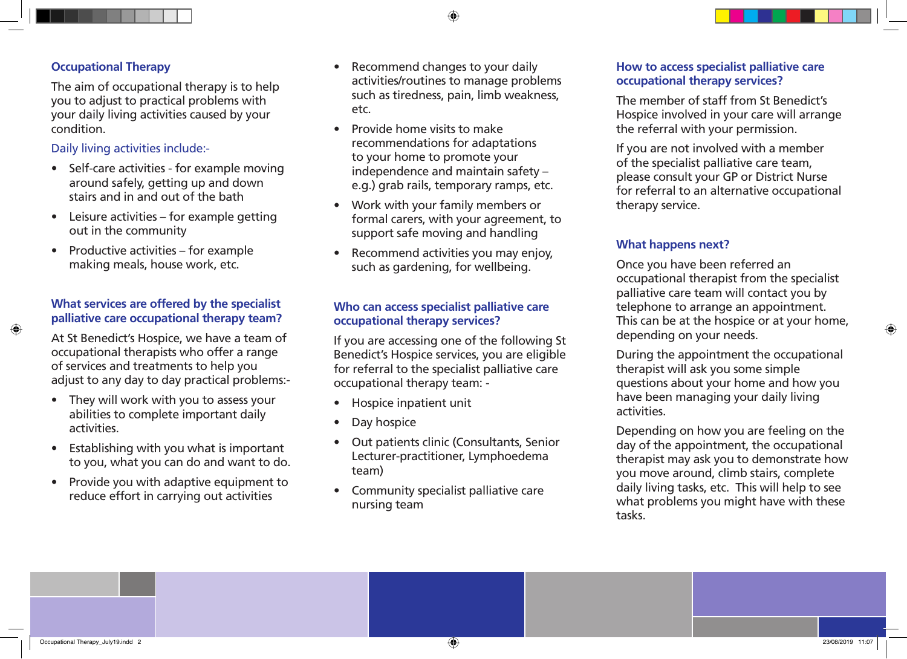## Occupational Therapy

The aim of occupational therapy is to help you to adjust to practical problems with your daily living activities caused by your condition.

### Daily living activities include:-

- Self-care activities - for example moving around safely, getting up and down stairs and in and out of the bath
- Leisure activities – for example getting out in the community
- Productive activities – for example making meals, house work, etc.

## What services are offered by the specialist palliative care occupational therapy team?

At St Benedict's Hospice, we have a team of occupational therapists who offer a range of services and treatments to help you adjust to any day to day practical problems:-

- They will work with you to assess your abilities to complete important daily activities.
- Establishing with you what is important to you, what you can do and want to do.
- Provide you with adaptive equipment to reduce effort in carrying out activities
- Recommend changes to your daily activities/routines to manage problems such as tiredness, pain, limb weakness, etc.
- Provide home visits to make recommendations for adaptations to your home to promote your independence and maintain safety – e.g.) grab rails, temporary ramps, etc.
- Work with your family members or formal carers, with your agreement, to support safe moving and handling
- Recommend activities you may enjoy, such as gardening, for wellbeing.

## Who can access specialist palliative care occupational therapy services?

If you are accessing one of the following St Benedict's Hospice services, you are eligible for referral to the specialist palliative care occupational therapy team: -

- Hospice inpatient unit
- Day hospice
- Out patients clinic (Consultants, Senior Lecturer-practitioner, Lymphoedema team)
- Community specialist palliative care nursing team

## How to access specialist palliative care occupational therapy services?

The member of staff from St Benedict's Hospice involved in your care will arrange the referral with your permission.

If you are not involved with a member of the specialist palliative care team, please consult your GP or District Nurse for referral to an alternative occupational therapy service.

## What happens next?

Once you have been referred an occupational therapist from the specialist palliative care team will contact you by telephone to arrange an appointment. This can be at the hospice or at your home, depending on your needs.

During the appointment the occupational therapist will ask you some simple questions about your home and how you have been managing your daily living activities.

Depending on how you are feeling on the day of the appointment, the occupational therapist may ask you to demonstrate how you move around, climb stairs, complete daily living tasks, etc. This will help to see what problems you might have with these tasks.